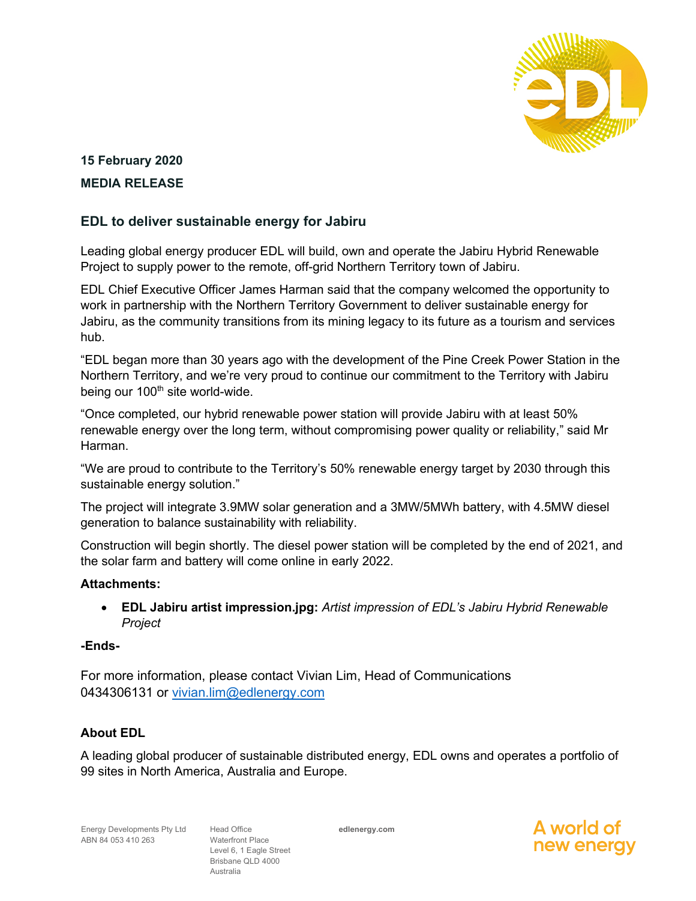**15 February 2020**

**MEDIA RELEASE**

## EDL to deliver sustainable energy for Jabiru

Leading global energy producer EDL will build, own and operate the Jabiru Hybrid Renewable Project to supply power to the remote, off-grid Northern Territory town of Jabiru.

EDL Chief Executive Officer James Harman said that the company welcomed the opportunity to work in partnership with the Northern Territory Government to deliver sustainable energy for Jabiru, as the community transitions from its mining legacy to its future as a tourism and services hub.

"EDL began more than 30 years ago with the development of the Pine Creek Power Station in the Northern Territory, and we're very proud to continue our commitment to the Territory with Jabiru being our 100th site world-wide.

"Once completed, our hybrid renewable power station will provide Jabiru with at least 50% renewable energy over the long term, without compromising power quality or reliability," said Mr Harman.

"We are proud to contribute to the Territory's 50% renewable energy target by 2030 through this sustainable energy solution."

The project will integrate 3.9MW solar generation and a 3MW/5MWh battery, with 4.5MW diesel generation to balance sustainability with reliability.

Construction will begin shortly. The diesel power station will be completed by the end of 2021, and the solar farm and battery will come online in early 2022.

**Attachments:**

- **EDL Jabiru artist impression.jpg:** *Artist impression of EDL's Jabiru Hybrid Renewable Project*

**-Ends-**

For more information, please contact Vivian Lim, Head of Communications 0434306131 or vivian.lim@edlenergy.com

**About EDL**

A leading global producer of sustainable distributed energy, EDL owns and operates a portfolio of 99 sites in North America, Australia and Europe.

Energy Developments Pty Ltd
ABN 84 053 410 263

Head Office
Waterfront Place
Level 6, 1 Eagle Street
Brisbane QLD 4000
Australia

edlenergy.com

A world of new energy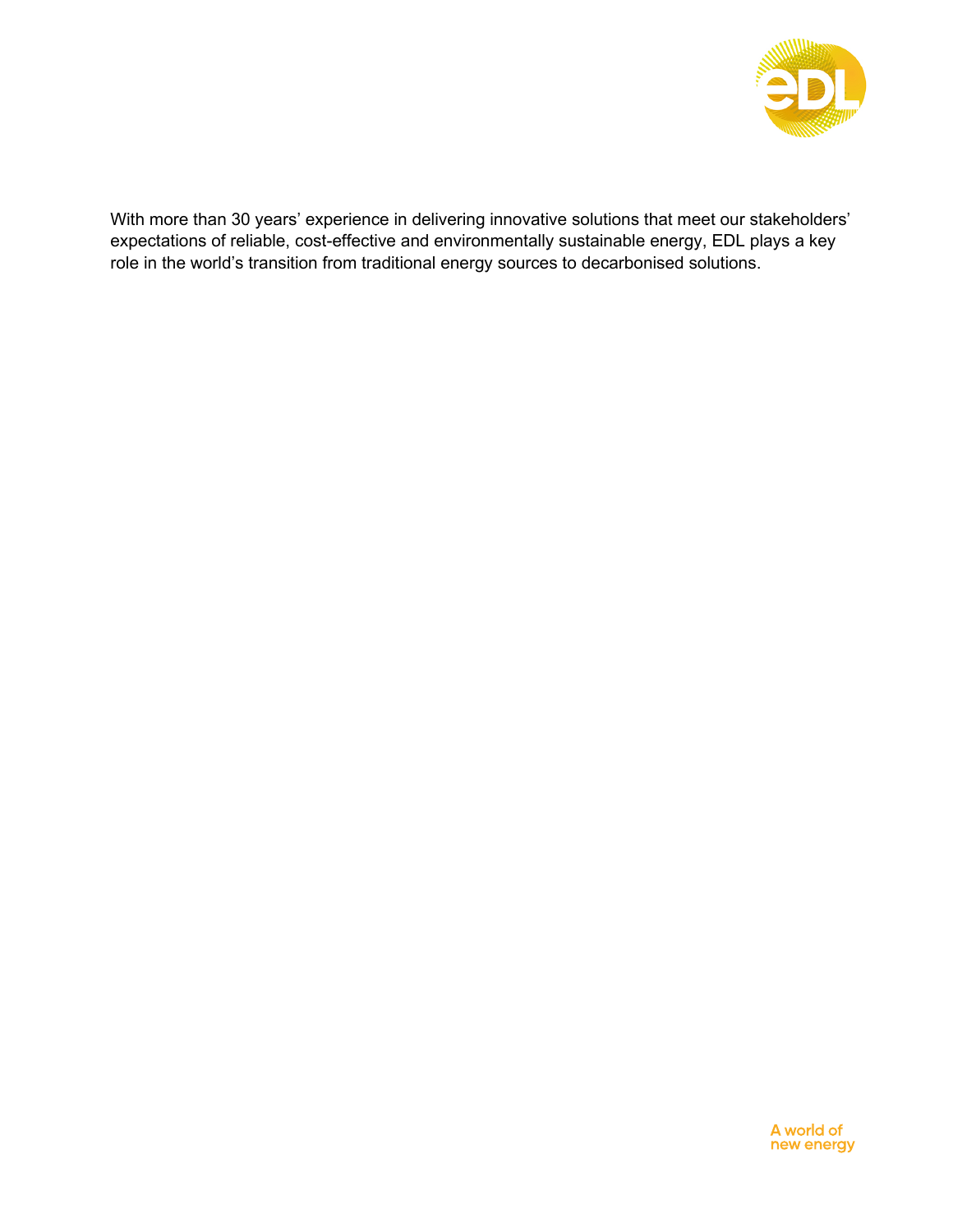With more than 30 years' experience in delivering innovative solutions that meet our stakeholders' expectations of reliable, cost-effective and environmentally sustainable energy, EDL plays a key role in the world's transition from traditional energy sources to decarbonised solutions.